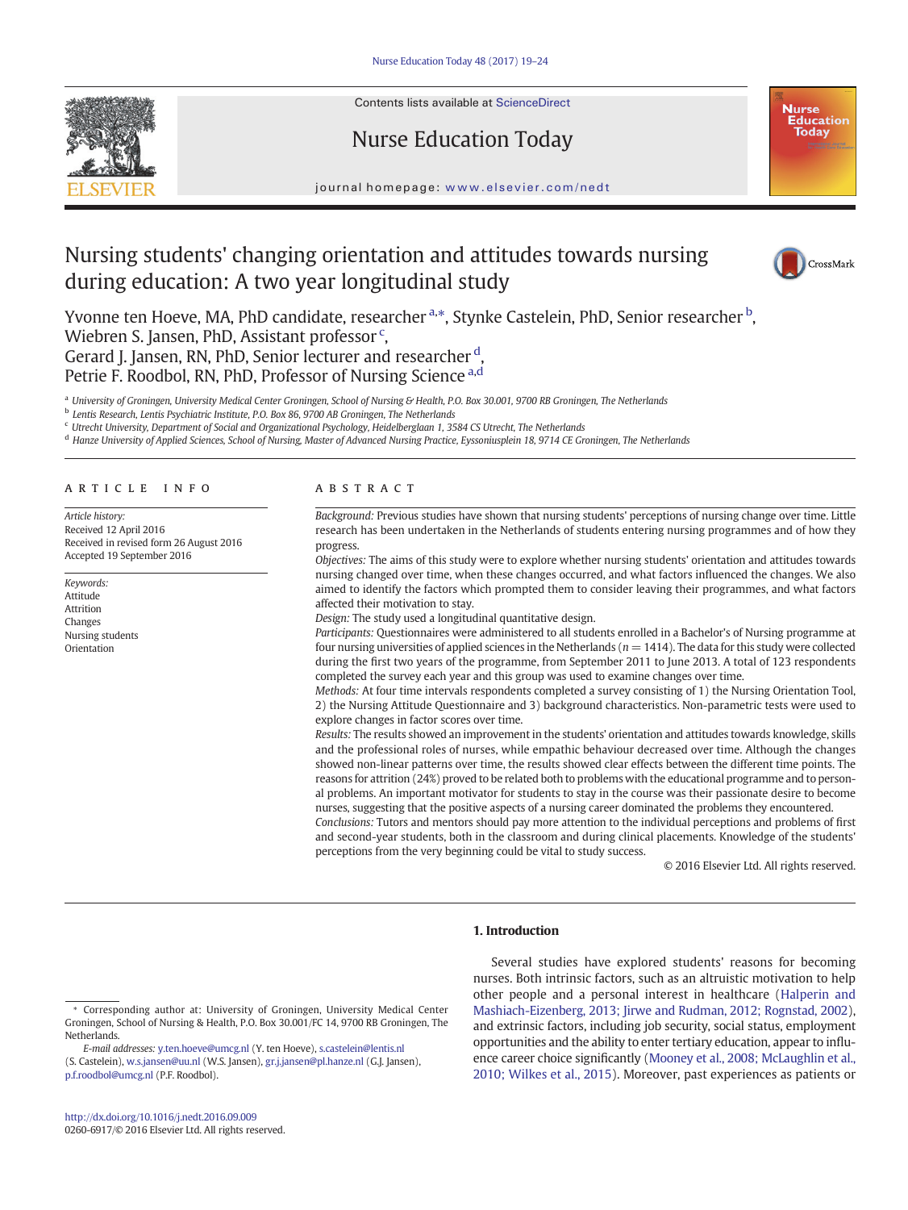# Nursing students' changing orientation and attitudes towards nursing during education: A two year longitudinal study

Yvonne ten Hoeve, MA, PhD candidate, researcher [a,*], Stynke Castelein, PhD, Senior researcher [b], Wiebren S. Jansen, PhD, Assistant professor [c], Gerard J. Jansen, RN, PhD, Senior lecturer and researcher [d], Petrie F. Roodbol, RN, PhD, Professor of Nursing Science [a,d]

[a] University of Groningen, University Medical Center Groningen, School of Nursing & Health, P.O. Box 30.001, 9700 RB Groningen, The Netherlands
[b] Lentis Research, Lentis Psychiatric Institute, P.O. Box 86, 9700 AB Groningen, The Netherlands
[c] Utrecht University, Department of Social and Organizational Psychology, Heidelberglaan 1, 3584 CS Utrecht, The Netherlands
[d] Hanze University of Applied Sciences, School of Nursing, Master of Advanced Nursing Practice, Eyssoniusplein 18, 9714 CE Groningen, The Netherlands

## ARTICLE INFO

*Article history:*
Received 12 April 2016
Received in revised form 26 August 2016
Accepted 19 September 2016

*Keywords:*
Attitude
Attrition
Changes
Nursing students
Orientation

## ABSTRACT

*Background:* Previous studies have shown that nursing students' perceptions of nursing change over time. Little research has been undertaken in the Netherlands of students entering nursing programmes and of how they progress.

*Objectives:* The aims of this study were to explore whether nursing students' orientation and attitudes towards nursing changed over time, when these changes occurred, and what factors influenced the changes. We also aimed to identify the factors which prompted them to consider leaving their programmes, and what factors affected their motivation to stay.

*Design:* The study used a longitudinal quantitative design.

*Participants:* Questionnaires were administered to all students enrolled in a Bachelor's of Nursing programme at four nursing universities of applied sciences in the Netherlands ($n = 1414$). The data for this study were collected during the first two years of the programme, from September 2011 to June 2013. A total of 123 respondents completed the survey each year and this group was used to examine changes over time.

*Methods:* At four time intervals respondents completed a survey consisting of 1) the Nursing Orientation Tool, 2) the Nursing Attitude Questionnaire and 3) background characteristics. Non-parametric tests were used to explore changes in factor scores over time.

*Results:* The results showed an improvement in the students' orientation and attitudes towards knowledge, skills and the professional roles of nurses, while empathic behaviour decreased over time. Although the changes showed non-linear patterns over time, the results showed clear effects between the different time points. The reasons for attrition (24%) proved to be related both to problems with the educational programme and to personal problems. An important motivator for students to stay in the course was their passionate desire to become nurses, suggesting that the positive aspects of a nursing career dominated the problems they encountered.

*Conclusions:* Tutors and mentors should pay more attention to the individual perceptions and problems of first and second-year students, both in the classroom and during clinical placements. Knowledge of the students' perceptions from the very beginning could be vital to study success.

© 2016 Elsevier Ltd. All rights reserved.

## 1. Introduction

Several studies have explored students' reasons for becoming nurses. Both intrinsic factors, such as an altruistic motivation to help other people and a personal interest in healthcare (Halperin and Mashiach-Eizenberg, 2013; Jirwe and Rudman, 2012; Rognstad, 2002), and extrinsic factors, including job security, social status, employment opportunities and the ability to enter tertiary education, appear to influence career choice significantly (Mooney et al., 2008; McLaughlin et al., 2010; Wilkes et al., 2015). Moreover, past experiences as patients or

\* Corresponding author at: University of Groningen, University Medical Center Groningen, School of Nursing & Health, P.O. Box 30.001/FC 14, 9700 RB Groningen, The Netherlands.

*E-mail addresses:* y.ten.hoeve@umcg.nl (Y. ten Hoeve), s.castelein@lentis.nl (S. Castelein), w.s.jansen@uu.nl (W.S. Jansen), gr.j.jansen@pl.hanze.nl (G.J. Jansen), p.f.roodbol@umcg.nl (P.F. Roodbol).

http://dx.doi.org/10.1016/j.nedt.2016.09.009
0260-6917/© 2016 Elsevier Ltd. All rights reserved.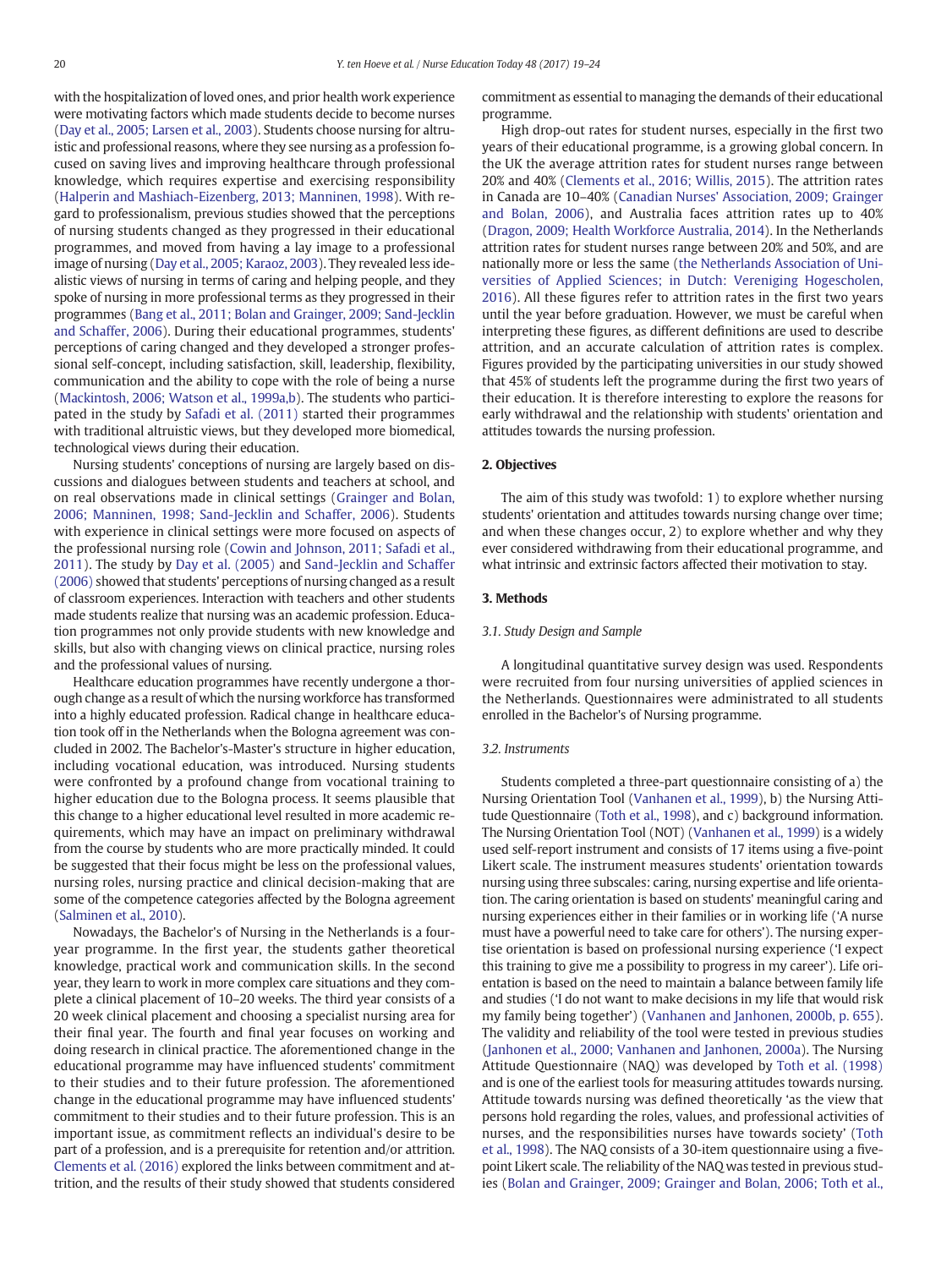with the hospitalization of loved ones, and prior health work experience were motivating factors which made students decide to become nurses (Day et al., 2005; Larsen et al., 2003). Students choose nursing for altruistic and professional reasons, where they see nursing as a profession focused on saving lives and improving healthcare through professional knowledge, which requires expertise and exercising responsibility (Halperin and Mashiach-Eizenberg, 2013; Manninen, 1998). With regard to professionalism, previous studies showed that the perceptions of nursing students changed as they progressed in their educational programmes, and moved from having a lay image to a professional image of nursing (Day et al., 2005; Karaoz, 2003). They revealed less idealistic views of nursing in terms of caring and helping people, and they spoke of nursing in more professional terms as they progressed in their programmes (Bang et al., 2011; Bolan and Grainger, 2009; Sand-Jecklin and Schaffer, 2006). During their educational programmes, students' perceptions of caring changed and they developed a stronger professional self-concept, including satisfaction, skill, leadership, flexibility, communication and the ability to cope with the role of being a nurse (Mackintosh, 2006; Watson et al., 1999a,b). The students who participated in the study by Safadi et al. (2011) started their programmes with traditional altruistic views, but they developed more biomedical, technological views during their education.

Nursing students' conceptions of nursing are largely based on discussions and dialogues between students and teachers at school, and on real observations made in clinical settings (Grainger and Bolan, 2006; Manninen, 1998; Sand-Jecklin and Schaffer, 2006). Students with experience in clinical settings were more focused on aspects of the professional nursing role (Cowin and Johnson, 2011; Safadi et al., 2011). The study by Day et al. (2005) and Sand-Jecklin and Schaffer (2006) showed that students' perceptions of nursing changed as a result of classroom experiences. Interaction with teachers and other students made students realize that nursing was an academic profession. Education programmes not only provide students with new knowledge and skills, but also with changing views on clinical practice, nursing roles and the professional values of nursing.

Healthcare education programmes have recently undergone a thorough change as a result of which the nursing workforce has transformed into a highly educated profession. Radical change in healthcare education took off in the Netherlands when the Bologna agreement was concluded in 2002. The Bachelor's-Master's structure in higher education, including vocational education, was introduced. Nursing students were confronted by a profound change from vocational training to higher education due to the Bologna process. It seems plausible that this change to a higher educational level resulted in more academic requirements, which may have an impact on preliminary withdrawal from the course by students who are more practically minded. It could be suggested that their focus might be less on the professional values, nursing roles, nursing practice and clinical decision-making that are some of the competence categories affected by the Bologna agreement (Salminen et al., 2010).

Nowadays, the Bachelor's of Nursing in the Netherlands is a four-year programme. In the first year, the students gather theoretical knowledge, practical work and communication skills. In the second year, they learn to work in more complex care situations and they complete a clinical placement of 10–20 weeks. The third year consists of a 20 week clinical placement and choosing a specialist nursing area for their final year. The fourth and final year focuses on working and doing research in clinical practice. The aforementioned change in the educational programme may have influenced students' commitment to their studies and to their future profession. The aforementioned change in the educational programme may have influenced students' commitment to their studies and to their future profession. This is an important issue, as commitment reflects an individual's desire to be part of a profession, and is a prerequisite for retention and/or attrition. Clements et al. (2016) explored the links between commitment and attrition, and the results of their study showed that students considered commitment as essential to managing the demands of their educational programme.

High drop-out rates for student nurses, especially in the first two years of their educational programme, is a growing global concern. In the UK the average attrition rates for student nurses range between 20% and 40% (Clements et al., 2016; Willis, 2015). The attrition rates in Canada are 10–40% (Canadian Nurses' Association, 2009; Grainger and Bolan, 2006), and Australia faces attrition rates up to 40% (Dragon, 2009; Health Workforce Australia, 2014). In the Netherlands attrition rates for student nurses range between 20% and 50%, and are nationally more or less the same (the Netherlands Association of Universities of Applied Sciences; in Dutch: Vereniging Hogescholen, 2016). All these figures refer to attrition rates in the first two years until the year before graduation. However, we must be careful when interpreting these figures, as different definitions are used to describe attrition, and an accurate calculation of attrition rates is complex. Figures provided by the participating universities in our study showed that 45% of students left the programme during the first two years of their education. It is therefore interesting to explore the reasons for early withdrawal and the relationship with students' orientation and attitudes towards the nursing profession.

## 2. Objectives

The aim of this study was twofold: 1) to explore whether nursing students' orientation and attitudes towards nursing change over time; and when these changes occur, 2) to explore whether and why they ever considered withdrawing from their educational programme, and what intrinsic and extrinsic factors affected their motivation to stay.

## 3. Methods

### 3.1. Study Design and Sample

A longitudinal quantitative survey design was used. Respondents were recruited from four nursing universities of applied sciences in the Netherlands. Questionnaires were administrated to all students enrolled in the Bachelor's of Nursing programme.

### 3.2. Instruments

Students completed a three-part questionnaire consisting of a) the Nursing Orientation Tool (Vanhanen et al., 1999), b) the Nursing Attitude Questionnaire (Toth et al., 1998), and c) background information. The Nursing Orientation Tool (NOT) (Vanhanen et al., 1999) is a widely used self-report instrument and consists of 17 items using a five-point Likert scale. The instrument measures students' orientation towards nursing using three subscales: caring, nursing expertise and life orientation. The caring orientation is based on students' meaningful caring and nursing experiences either in their families or in working life ('A nurse must have a powerful need to take care for others'). The nursing expertise orientation is based on professional nursing experience ('I expect this training to give me a possibility to progress in my career'). Life orientation is based on the need to maintain a balance between family life and studies ('I do not want to make decisions in my life that would risk my family being together') (Vanhanen and Janhonen, 2000b, p. 655). The validity and reliability of the tool were tested in previous studies (Janhonen et al., 2000; Vanhanen and Janhonen, 2000a). The Nursing Attitude Questionnaire (NAQ) was developed by Toth et al. (1998) and is one of the earliest tools for measuring attitudes towards nursing. Attitude towards nursing was defined theoretically 'as the view that persons hold regarding the roles, values, and professional activities of nurses, and the responsibilities nurses have towards society' (Toth et al., 1998). The NAQ consists of a 30-item questionnaire using a five-point Likert scale. The reliability of the NAQ was tested in previous studies (Bolan and Grainger, 2009; Grainger and Bolan, 2006; Toth et al.,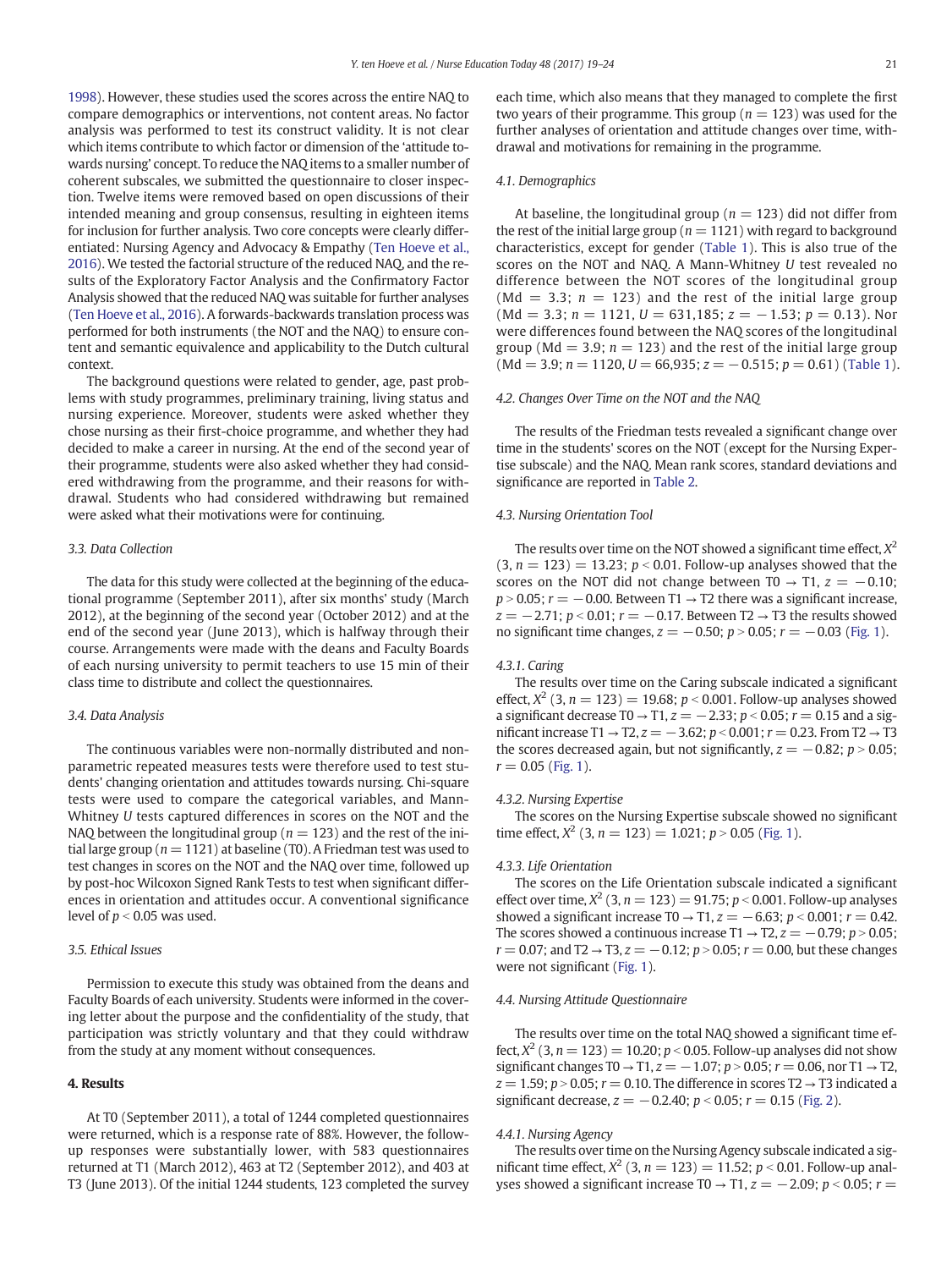1998). However, these studies used the scores across the entire NAQ to compare demographics or interventions, not content areas. No factor analysis was performed to test its construct validity. It is not clear which items contribute to which factor or dimension of the 'attitude towards nursing' concept. To reduce the NAQ items to a smaller number of coherent subscales, we submitted the questionnaire to closer inspection. Twelve items were removed based on open discussions of their intended meaning and group consensus, resulting in eighteen items for inclusion for further analysis. Two core concepts were clearly differentiated: Nursing Agency and Advocacy & Empathy (Ten Hoeve et al., 2016). We tested the factorial structure of the reduced NAQ, and the results of the Exploratory Factor Analysis and the Confirmatory Factor Analysis showed that the reduced NAQ was suitable for further analyses (Ten Hoeve et al., 2016). A forwards-backwards translation process was performed for both instruments (the NOT and the NAQ) to ensure content and semantic equivalence and applicability to the Dutch cultural context.

The background questions were related to gender, age, past problems with study programmes, preliminary training, living status and nursing experience. Moreover, students were asked whether they chose nursing as their first-choice programme, and whether they had decided to make a career in nursing. At the end of the second year of their programme, students were also asked whether they had considered withdrawing from the programme, and their reasons for withdrawal. Students who had considered withdrawing but remained were asked what their motivations were for continuing.

### 3.3. Data Collection

The data for this study were collected at the beginning of the educational programme (September 2011), after six months' study (March 2012), at the beginning of the second year (October 2012) and at the end of the second year (June 2013), which is halfway through their course. Arrangements were made with the deans and Faculty Boards of each nursing university to permit teachers to use 15 min of their class time to distribute and collect the questionnaires.

### 3.4. Data Analysis

The continuous variables were non-normally distributed and non-parametric repeated measures tests were therefore used to test students' changing orientation and attitudes towards nursing. Chi-square tests were used to compare the categorical variables, and Mann-Whitney *U* tests captured differences in scores on the NOT and the NAQ between the longitudinal group ($n = 123$) and the rest of the initial large group ($n = 1121$) at baseline (T0). A Friedman test was used to test changes in scores on the NOT and the NAQ over time, followed up by post-hoc Wilcoxon Signed Rank Tests to test when significant differences in orientation and attitudes occur. A conventional significance level of $p < 0.05$ was used.

### 3.5. Ethical Issues

Permission to execute this study was obtained from the deans and Faculty Boards of each university. Students were informed in the covering letter about the purpose and the confidentiality of the study, that participation was strictly voluntary and that they could withdraw from the study at any moment without consequences.

## 4. Results

At T0 (September 2011), a total of 1244 completed questionnaires were returned, which is a response rate of 88%. However, the follow-up responses were substantially lower, with 583 questionnaires returned at T1 (March 2012), 463 at T2 (September 2012), and 403 at T3 (June 2013). Of the initial 1244 students, 123 completed the survey each time, which also means that they managed to complete the first two years of their programme. This group ($n = 123$) was used for the further analyses of orientation and attitude changes over time, withdrawal and motivations for remaining in the programme.

### 4.1. Demographics

At baseline, the longitudinal group ($n = 123$) did not differ from the rest of the initial large group ($n = 1121$) with regard to background characteristics, except for gender (Table 1). This is also true of the scores on the NOT and NAQ. A Mann-Whitney *U* test revealed no difference between the NOT scores of the longitudinal group (Md $= 3.3$; $n = 123$) and the rest of the initial large group (Md $= 3.3$; $n = 1121$, $U = 631{,}185$; $z = -1.53$; $p = 0.13$). Nor were differences found between the NAQ scores of the longitudinal group (Md $= 3.9$; $n = 123$) and the rest of the initial large group (Md $= 3.9$; $n = 1120$, $U = 66{,}935$; $z = -0.515$; $p = 0.61$) (Table 1).

### 4.2. Changes Over Time on the NOT and the NAQ

The results of the Friedman tests revealed a significant change over time in the students' scores on the NOT (except for the Nursing Expertise subscale) and the NAQ. Mean rank scores, standard deviations and significance are reported in Table 2.

### 4.3. Nursing Orientation Tool

The results over time on the NOT showed a significant time effect, $X^2$ $(3, n = 123) = 13.23$; $p < 0.01$. Follow-up analyses showed that the scores on the NOT did not change between T0 → T1, $z = -0.10$; $p > 0.05$; $r = -0.00$. Between T1 → T2 there was a significant increase, $z = -2.71$; $p < 0.01$; $r = -0.17$. Between T2 → T3 the results showed no significant time changes, $z = -0.50$; $p > 0.05$; $r = -0.03$ (Fig. 1).

#### 4.3.1. Caring

The results over time on the Caring subscale indicated a significant effect, $X^2$ $(3, n = 123) = 19.68$; $p < 0.001$. Follow-up analyses showed a significant decrease T0 → T1, $z = -2.33$; $p < 0.05$; $r = 0.15$ and a significant increase T1 → T2, $z = -3.62$; $p < 0.001$; $r = 0.23$. From T2 → T3 the scores decreased again, but not significantly, $z = -0.82$; $p > 0.05$; $r = 0.05$ (Fig. 1).

#### 4.3.2. Nursing Expertise

The scores on the Nursing Expertise subscale showed no significant time effect, $X^2$ $(3, n = 123) = 1.021$; $p > 0.05$ (Fig. 1).

#### 4.3.3. Life Orientation

The scores on the Life Orientation subscale indicated a significant effect over time, $X^2$ $(3, n = 123) = 91.75$; $p < 0.001$. Follow-up analyses showed a significant increase T0 → T1, $z = -6.63$; $p < 0.001$; $r = 0.42$. The scores showed a continuous increase T1 → T2, $z = -0.79$; $p > 0.05$; $r = 0.07$; and T2 → T3, $z = -0.12$; $p > 0.05$; $r = 0.00$, but these changes were not significant (Fig. 1).

### 4.4. Nursing Attitude Questionnaire

The results over time on the total NAQ showed a significant time effect, $X^2$ $(3, n = 123) = 10.20$; $p < 0.05$. Follow-up analyses did not show significant changes T0 → T1, $z = -1.07$; $p > 0.05$; $r = 0.06$, nor T1 → T2, $z = 1.59$; $p > 0.05$; $r = 0.10$. The difference in scores T2 → T3 indicated a significant decrease, $z = -0.2.40$; $p < 0.05$; $r = 0.15$ (Fig. 2).

#### 4.4.1. Nursing Agency

The results over time on the Nursing Agency subscale indicated a significant time effect, $X^2$ $(3, n = 123) = 11.52$; $p < 0.01$. Follow-up analyses showed a significant increase T0 → T1, $z = -2.09$; $p < 0.05$; $r =$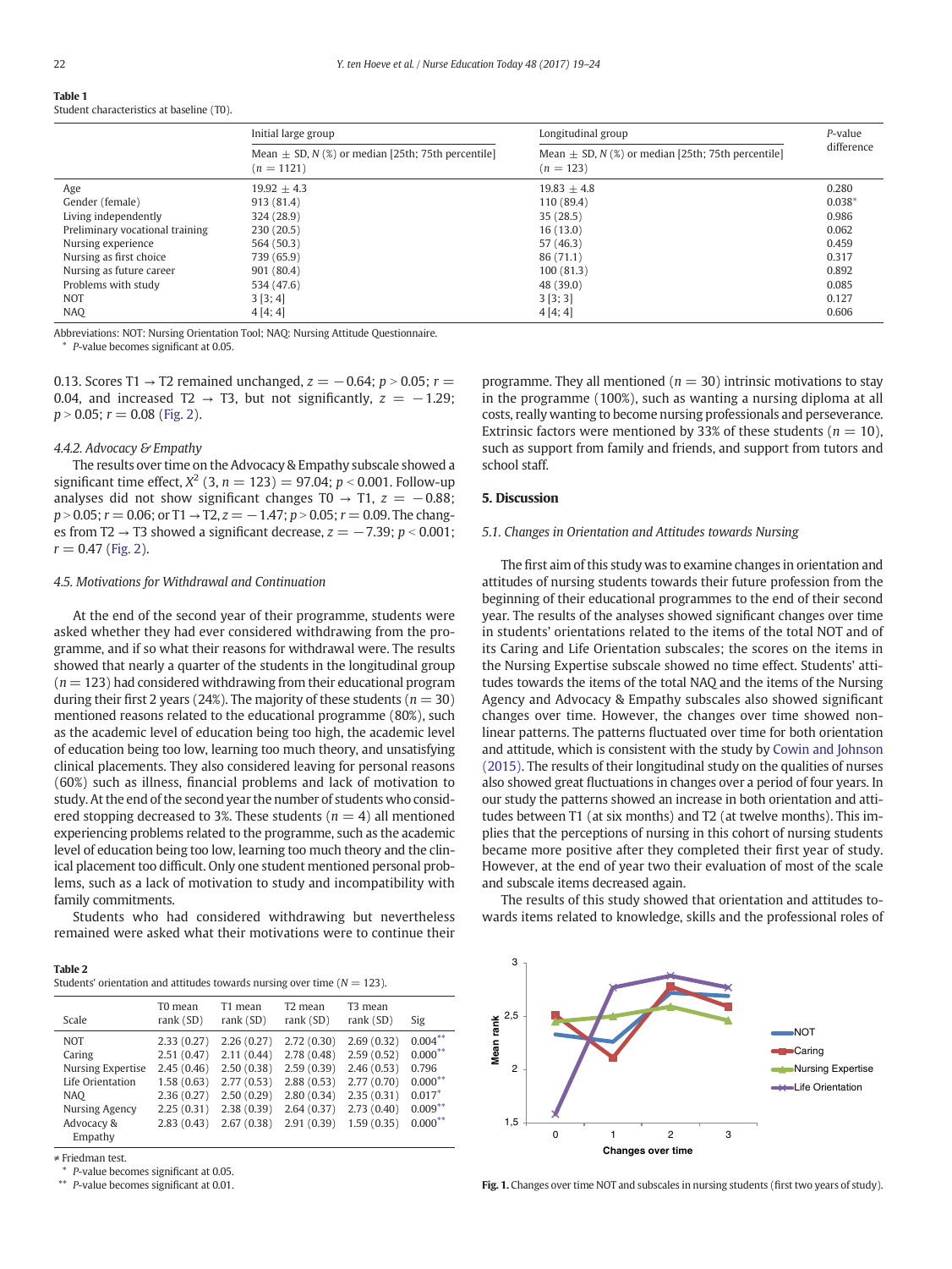**Table 1**
Student characteristics at baseline (T0).

| | Initial large group | Longitudinal group | P-value difference |
|---|---|---|---|
| | Mean ± SD, N (%) or median [25th; 75th percentile] (n = 1121) | Mean ± SD, N (%) or median [25th; 75th percentile] (n = 123) | |
| Age | 19.92 ± 4.3 | 19.83 ± 4.8 | 0.280 |
| Gender (female) | 913 (81.4) | 110 (89.4) | 0.038* |
| Living independently | 324 (28.9) | 35 (28.5) | 0.986 |
| Preliminary vocational training | 230 (20.5) | 16 (13.0) | 0.062 |
| Nursing experience | 564 (50.3) | 57 (46.3) | 0.459 |
| Nursing as first choice | 739 (65.9) | 86 (71.1) | 0.317 |
| Nursing as future career | 901 (80.4) | 100 (81.3) | 0.892 |
| Problems with study | 534 (47.6) | 48 (39.0) | 0.085 |
| NOT | 3 [3; 4] | 3 [3; 3] | 0.127 |
| NAQ | 4 [4; 4] | 4 [4; 4] | 0.606 |

Abbreviations: NOT: Nursing Orientation Tool; NAQ: Nursing Attitude Questionnaire.
* P-value becomes significant at 0.05.

0.13. Scores T1 → T2 remained unchanged, $z = -0.64$; $p > 0.05$; $r = 0.04$, and increased T2 → T3, but not significantly, $z = -1.29$; $p > 0.05$; $r = 0.08$ (Fig. 2).

#### *4.4.2. Advocacy & Empathy*

The results over time on the Advocacy & Empathy subscale showed a significant time effect, $X^2$ (3, $n = 123$) = 97.04; $p < 0.001$. Follow-up analyses did not show significant changes T0 → T1, $z = -0.88$; $p > 0.05$; $r = 0.06$; or T1 → T2, $z = -1.47$; $p > 0.05$; $r = 0.09$. The changes from T2 → T3 showed a significant decrease, $z = -7.39$; $p < 0.001$; $r = 0.47$ (Fig. 2).

### *4.5. Motivations for Withdrawal and Continuation*

At the end of the second year of their programme, students were asked whether they had ever considered withdrawing from the programme, and if so what their reasons for withdrawal were. The results showed that nearly a quarter of the students in the longitudinal group ($n = 123$) had considered withdrawing from their educational program during their first 2 years (24%). The majority of these students ($n = 30$) mentioned reasons related to the educational programme (80%), such as the academic level of education being too high, the academic level of education being too low, learning too much theory, and unsatisfying clinical placements. They also considered leaving for personal reasons (60%) such as illness, financial problems and lack of motivation to study. At the end of the second year the number of students who considered stopping decreased to 3%. These students ($n = 4$) all mentioned experiencing problems related to the programme, such as the academic level of education being too low, learning too much theory and the clinical placement too difficult. Only one student mentioned personal problems, such as a lack of motivation to study and incompatibility with family commitments.

Students who had considered withdrawing but nevertheless remained were asked what their motivations were to continue their programme. They all mentioned ($n = 30$) intrinsic motivations to stay in the programme (100%), such as wanting a nursing diploma at all costs, really wanting to become nursing professionals and perseverance. Extrinsic factors were mentioned by 33% of these students ($n = 10$), such as support from family and friends, and support from tutors and school staff.

## 5. Discussion

### *5.1. Changes in Orientation and Attitudes towards Nursing*

The first aim of this study was to examine changes in orientation and attitudes of nursing students towards their future profession from the beginning of their educational programmes to the end of their second year. The results of the analyses showed significant changes over time in students' orientations related to the items of the total NOT and of its Caring and Life Orientation subscales; the scores on the items in the Nursing Expertise subscale showed no time effect. Students' attitudes towards the items of the total NAQ and the items of the Nursing Agency and Advocacy & Empathy subscales also showed significant changes over time. However, the changes over time showed non-linear patterns. The patterns fluctuated over time for both orientation and attitude, which is consistent with the study by Cowin and Johnson (2015). The results of their longitudinal study on the qualities of nurses also showed great fluctuations in changes over a period of four years. In our study the patterns showed an increase in both orientation and attitudes between T1 (at six months) and T2 (at twelve months). This implies that the perceptions of nursing in this cohort of nursing students became more positive after they completed their first year of study. However, at the end of year two their evaluation of most of the scale and subscale items decreased again.

The results of this study showed that orientation and attitudes towards items related to knowledge, skills and the professional roles of

**Table 2**
Students' orientation and attitudes towards nursing over time ($N = 123$).

| Scale | T0 mean rank (SD) | T1 mean rank (SD) | T2 mean rank (SD) | T3 mean rank (SD) | Sig |
|---|---|---|---|---|---|
| NOT | 2.33 (0.27) | 2.26 (0.27) | 2.72 (0.30) | 2.69 (0.32) | 0.004** |
| Caring | 2.51 (0.47) | 2.11 (0.44) | 2.78 (0.48) | 2.59 (0.52) | 0.000** |
| Nursing Expertise | 2.45 (0.46) | 2.50 (0.38) | 2.59 (0.39) | 2.46 (0.53) | 0.796 |
| Life Orientation | 1.58 (0.63) | 2.77 (0.53) | 2.88 (0.53) | 2.77 (0.70) | 0.000** |
| NAQ | 2.36 (0.27) | 2.50 (0.29) | 2.80 (0.34) | 2.35 (0.31) | 0.017* |
| Nursing Agency | 2.25 (0.31) | 2.38 (0.39) | 2.64 (0.37) | 2.73 (0.40) | 0.009** |
| Advocacy & Empathy | 2.83 (0.43) | 2.67 (0.38) | 2.91 (0.39) | 1.59 (0.35) | 0.000** |

≠ Friedman test.
* P-value becomes significant at 0.05.
** P-value becomes significant at 0.01.

Fig. 1. Changes over time NOT and subscales in nursing students (first two years of study).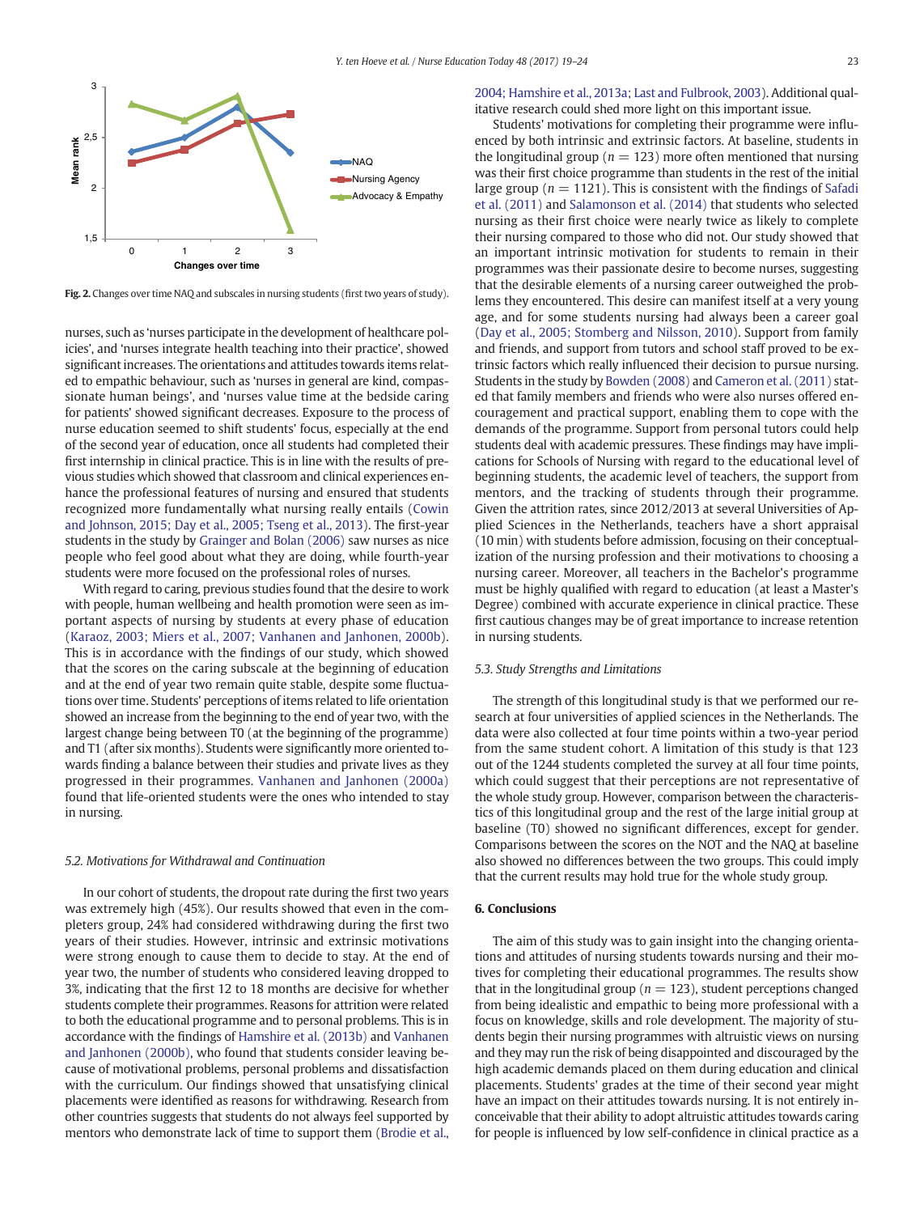Fig. 2. Changes over time NAQ and subscales in nursing students (first two years of study).

nurses, such as 'nurses participate in the development of healthcare policies', and 'nurses integrate health teaching into their practice', showed significant increases. The orientations and attitudes towards items related to empathic behaviour, such as 'nurses in general are kind, compassionate human beings', and 'nurses value time at the bedside caring for patients' showed significant decreases. Exposure to the process of nurse education seemed to shift students' focus, especially at the end of the second year of education, once all students had completed their first internship in clinical practice. This is in line with the results of previous studies which showed that classroom and clinical experiences enhance the professional features of nursing and ensured that students recognized more fundamentally what nursing really entails (Cowin and Johnson, 2015; Day et al., 2005; Tseng et al., 2013). The first-year students in the study by Grainger and Bolan (2006) saw nurses as nice people who feel good about what they are doing, while fourth-year students were more focused on the professional roles of nurses.

With regard to caring, previous studies found that the desire to work with people, human wellbeing and health promotion were seen as important aspects of nursing by students at every phase of education (Karaoz, 2003; Miers et al., 2007; Vanhanen and Janhonen, 2000b). This is in accordance with the findings of our study, which showed that the scores on the caring subscale at the beginning of education and at the end of year two remain quite stable, despite some fluctuations over time. Students' perceptions of items related to life orientation showed an increase from the beginning to the end of year two, with the largest change being between T0 (at the beginning of the programme) and T1 (after six months). Students were significantly more oriented towards finding a balance between their studies and private lives as they progressed in their programmes. Vanhanen and Janhonen (2000a) found that life-oriented students were the ones who intended to stay in nursing.

### 5.2. Motivations for Withdrawal and Continuation

In our cohort of students, the dropout rate during the first two years was extremely high (45%). Our results showed that even in the completers group, 24% had considered withdrawing during the first two years of their studies. However, intrinsic and extrinsic motivations were strong enough to cause them to decide to stay. At the end of year two, the number of students who considered leaving dropped to 3%, indicating that the first 12 to 18 months are decisive for whether students complete their programmes. Reasons for attrition were related to both the educational programme and to personal problems. This is in accordance with the findings of Hamshire et al. (2013b) and Vanhanen and Janhonen (2000b), who found that students consider leaving because of motivational problems, personal problems and dissatisfaction with the curriculum. Our findings showed that unsatisfying clinical placements were identified as reasons for withdrawing. Research from other countries suggests that students do not always feel supported by mentors who demonstrate lack of time to support them (Brodie et al., 2004; Hamshire et al., 2013a; Last and Fulbrook, 2003). Additional qualitative research could shed more light on this important issue.

Students' motivations for completing their programme were influenced by both intrinsic and extrinsic factors. At baseline, students in the longitudinal group ($n = 123$) more often mentioned that nursing was their first choice programme than students in the rest of the initial large group ($n = 1121$). This is consistent with the findings of Safadi et al. (2011) and Salamonson et al. (2014) that students who selected nursing as their first choice were nearly twice as likely to complete their nursing compared to those who did not. Our study showed that an important intrinsic motivation for students to remain in their programmes was their passionate desire to become nurses, suggesting that the desirable elements of a nursing career outweighed the problems they encountered. This desire can manifest itself at a very young age, and for some students nursing had always been a career goal (Day et al., 2005; Stomberg and Nilsson, 2010). Support from family and friends, and support from tutors and school staff proved to be extrinsic factors which really influenced their decision to pursue nursing. Students in the study by Bowden (2008) and Cameron et al. (2011) stated that family members and friends who were also nurses offered encouragement and practical support, enabling them to cope with the demands of the programme. Support from personal tutors could help students deal with academic pressures. These findings may have implications for Schools of Nursing with regard to the educational level of beginning students, the academic level of teachers, the support from mentors, and the tracking of students through their programme. Given the attrition rates, since 2012/2013 at several Universities of Applied Sciences in the Netherlands, teachers have a short appraisal (10 min) with students before admission, focusing on their conceptualization of the nursing profession and their motivations to choosing a nursing career. Moreover, all teachers in the Bachelor's programme must be highly qualified with regard to education (at least a Master's Degree) combined with accurate experience in clinical practice. These first cautious changes may be of great importance to increase retention in nursing students.

### 5.3. Study Strengths and Limitations

The strength of this longitudinal study is that we performed our research at four universities of applied sciences in the Netherlands. The data were also collected at four time points within a two-year period from the same student cohort. A limitation of this study is that 123 out of the 1244 students completed the survey at all four time points, which could suggest that their perceptions are not representative of the whole study group. However, comparison between the characteristics of this longitudinal group and the rest of the large initial group at baseline (T0) showed no significant differences, except for gender. Comparisons between the scores on the NOT and the NAQ at baseline also showed no differences between the two groups. This could imply that the current results may hold true for the whole study group.

## 6. Conclusions

The aim of this study was to gain insight into the changing orientations and attitudes of nursing students towards nursing and their motives for completing their educational programmes. The results show that in the longitudinal group ($n = 123$), student perceptions changed from being idealistic and empathic to being more professional with a focus on knowledge, skills and role development. The majority of students begin their nursing programmes with altruistic views on nursing and they may run the risk of being disappointed and discouraged by the high academic demands placed on them during education and clinical placements. Students' grades at the time of their second year might have an impact on their attitudes towards nursing. It is not entirely inconceivable that their ability to adopt altruistic attitudes towards caring for people is influenced by low self-confidence in clinical practice as a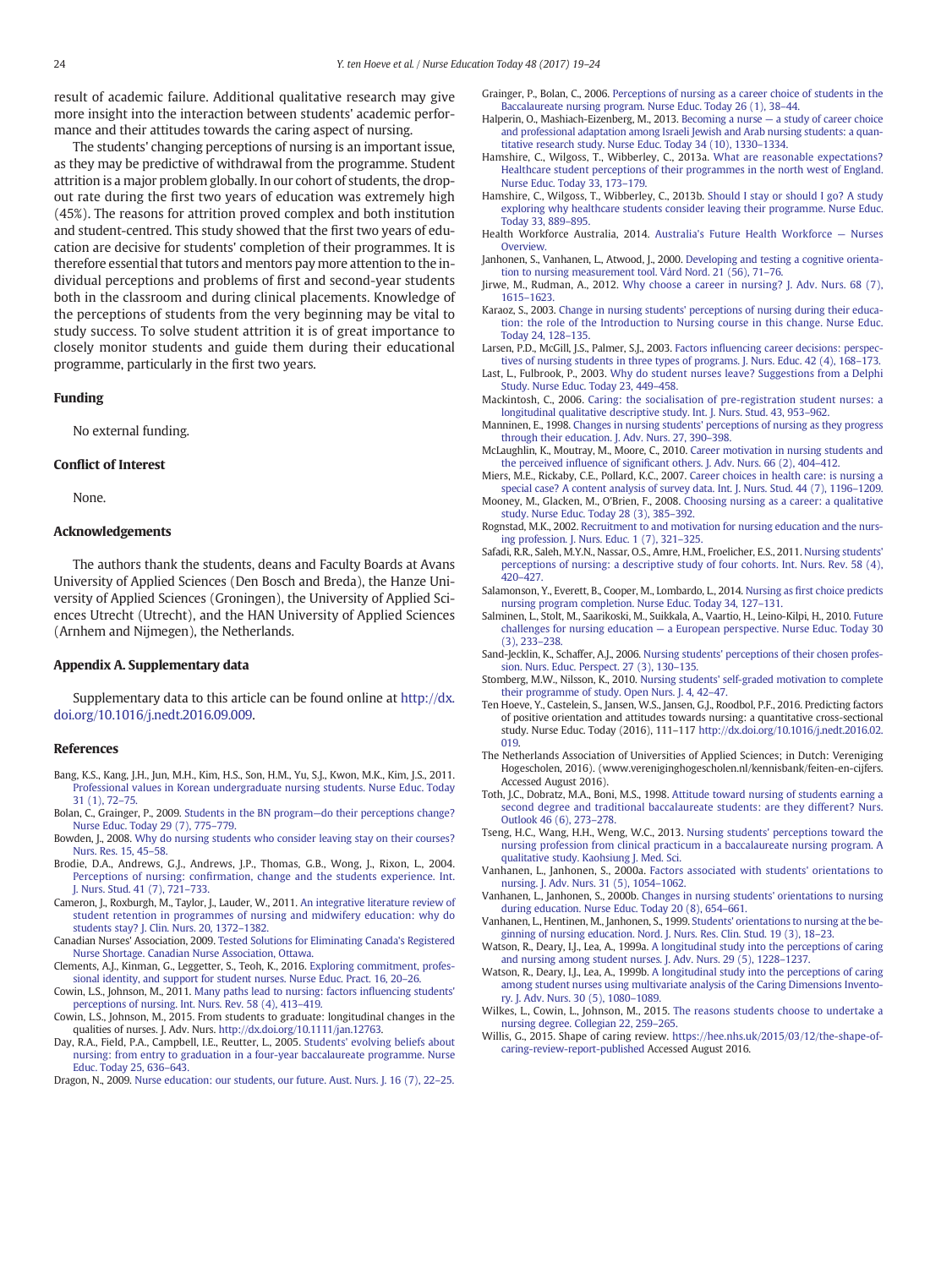result of academic failure. Additional qualitative research may give more insight into the interaction between students' academic performance and their attitudes towards the caring aspect of nursing.

The students' changing perceptions of nursing is an important issue, as they may be predictive of withdrawal from the programme. Student attrition is a major problem globally. In our cohort of students, the drop-out rate during the first two years of education was extremely high (45%). The reasons for attrition proved complex and both institution and student-centred. This study showed that the first two years of education are decisive for students' completion of their programmes. It is therefore essential that tutors and mentors pay more attention to the individual perceptions and problems of first and second-year students both in the classroom and during clinical placements. Knowledge of the perceptions of students from the very beginning may be vital to study success. To solve student attrition it is of great importance to closely monitor students and guide them during their educational programme, particularly in the first two years.

## Funding

No external funding.

## Conflict of Interest

None.

## Acknowledgements

The authors thank the students, deans and Faculty Boards at Avans University of Applied Sciences (Den Bosch and Breda), the Hanze University of Applied Sciences (Groningen), the University of Applied Sciences Utrecht (Utrecht), and the HAN University of Applied Sciences (Arnhem and Nijmegen), the Netherlands.

## Appendix A. Supplementary data

Supplementary data to this article can be found online at http://dx.doi.org/10.1016/j.nedt.2016.09.009.

## References

Bang, K.S., Kang, J.H., Jun, M.H., Kim, H.S., Son, H.M., Yu, S.J., Kwon, M.K., Kim, J.S., 2011. Professional values in Korean undergraduate nursing students. Nurse Educ. Today 31 (1), 72–75.

Bolan, C., Grainger, P., 2009. Students in the BN program—do their perceptions change? Nurse Educ. Today 29 (7), 775–779.

Bowden, J., 2008. Why do nursing students who consider leaving stay on their courses? Nurs. Res. 15, 45–58.

Brodie, D.A., Andrews, G.J., Andrews, J.P., Thomas, G.B., Wong, J., Rixon, L., 2004. Perceptions of nursing: confirmation, change and the students experience. Int. J. Nurs. Stud. 41 (7), 721–733.

Cameron, J., Roxburgh, M., Taylor, J., Lauder, W., 2011. An integrative literature review of student retention in programmes of nursing and midwifery education: why do students stay? J. Clin. Nurs. 20, 1372–1382.

Canadian Nurses' Association, 2009. Tested Solutions for Eliminating Canada's Registered Nurse Shortage. Canadian Nurse Association, Ottawa.

Clements, A.J., Kinman, G., Leggetter, S., Teoh, K., 2016. Exploring commitment, professional identity, and support for student nurses. Nurse Educ. Pract. 16, 20–26.

Cowin, L.S., Johnson, M., 2011. Many paths lead to nursing: factors influencing students' perceptions of nursing. Int. Nurs. Rev. 58 (4), 413–419.

Cowin, L.S., Johnson, M., 2015. From students to graduate: longitudinal changes in the qualities of nurses. J. Adv. Nurs. http://dx.doi.org/10.1111/jan.12763.

Day, R.A., Field, P.A., Campbell, I.E., Reutter, L., 2005. Students' evolving beliefs about nursing: from entry to graduation in a four-year baccalaureate programme. Nurse Educ. Today 25, 636–643.

Dragon, N., 2009. Nurse education: our students, our future. Aust. Nurs. J. 16 (7), 22–25.

Grainger, P., Bolan, C., 2006. Perceptions of nursing as a career choice of students in the Baccalaureate nursing program. Nurse Educ. Today 26 (1), 38–44.

Halperin, O., Mashiach-Eizenberg, M., 2013. Becoming a nurse — a study of career choice and professional adaptation among Israeli Jewish and Arab nursing students: a quantitative research study. Nurse Educ. Today 34 (10), 1330–1334.

Hamshire, C., Wilgoss, T., Wibberley, C., 2013a. What are reasonable expectations? Healthcare student perceptions of their programmes in the north west of England. Nurse Educ. Today 33, 173–179.

Hamshire, C., Wilgoss, T., Wibberley, C., 2013b. Should I stay or should I go? A study exploring why healthcare students consider leaving their programme. Nurse Educ. Today 33, 889–895.

Health Workforce Australia, 2014. Australia's Future Health Workforce — Nurses Overview.

Janhonen, S., Vanhanen, L., Atwood, J., 2000. Developing and testing a cognitive orientation to nursing measurement tool. Vård Nord. 21 (56), 71–76.

Jirwe, M., Rudman, A., 2012. Why choose a career in nursing? J. Adv. Nurs. 68 (7), 1615–1623.

Karaoz, S., 2003. Change in nursing students' perceptions of nursing during their education: the role of the Introduction to Nursing course in this change. Nurse Educ. Today 24, 128–135.

Larsen, P.D., McGill, J.S., Palmer, S.J., 2003. Factors influencing career decisions: perspectives of nursing students in three types of programs. J. Nurs. Educ. 42 (4), 168–173.

Last, L., Fulbrook, P., 2003. Why do student nurses leave? Suggestions from a Delphi Study. Nurse Educ. Today 23, 449–458.

Mackintosh, C., 2006. Caring: the socialisation of pre-registration student nurses: a longitudinal qualitative descriptive study. Int. J. Nurs. Stud. 43, 953–962.

Manninen, E., 1998. Changes in nursing students' perceptions of nursing as they progress through their education. J. Adv. Nurs. 27, 390–398.

McLaughlin, K., Moutray, M., Moore, C., 2010. Career motivation in nursing students and the perceived influence of significant others. J. Adv. Nurs. 66 (2), 404–412.

Miers, M.E., Rickaby, C.E., Pollard, K.C., 2007. Career choices in health care: is nursing a special case? A content analysis of survey data. Int. J. Nurs. Stud. 44 (7), 1196–1209.

Mooney, M., Glacken, M., O'Brien, F., 2008. Choosing nursing as a career: a qualitative study. Nurse Educ. Today 28 (3), 385–392.

Rognstad, M.K., 2002. Recruitment to and motivation for nursing education and the nursing profession. J. Nurs. Educ. 1 (7), 321–325.

Safadi, R.R., Saleh, M.Y.N., Nassar, O.S., Amre, H.M., Froelicher, E.S., 2011. Nursing students' perceptions of nursing: a descriptive study of four cohorts. Int. Nurs. Rev. 58 (4), 420–427.

Salamonson, Y., Everett, B., Cooper, M., Lombardo, L., 2014. Nursing as first choice predicts nursing program completion. Nurse Educ. Today 34, 127–131.

Salminen, L., Stolt, M., Saarikoski, M., Suikkala, A., Vaartio, H., Leino-Kilpi, H., 2010. Future challenges for nursing education — a European perspective. Nurse Educ. Today 30 (3), 233–238.

Sand-Jecklin, K., Schaffer, A.J., 2006. Nursing students' perceptions of their chosen profession. Nurs. Educ. Perspect. 27 (3), 130–135.

Stomberg, M.W., Nilsson, K., 2010. Nursing students' self-graded motivation to complete their programme of study. Open Nurs. J. 4, 42–47.

Ten Hoeve, Y., Castelein, S., Jansen, W.S., Jansen, G.J., Roodbol, P.F., 2016. Predicting factors of positive orientation and attitudes towards nursing: a quantitative cross-sectional study. Nurse Educ. Today (2016), 111–117 http://dx.doi.org/10.1016/j.nedt.2016.02.019.

The Netherlands Association of Universities of Applied Sciences; in Dutch: Vereniging Hogescholen, 2016). (www.vereniginghogescholen.nl/kennisbank/feiten-en-cijfers. Accessed August 2016).

Toth, J.C., Dobratz, M.A., Boni, M.S., 1998. Attitude toward nursing of students earning a second degree and traditional baccalaureate students: are they different? Nurs. Outlook 46 (6), 273–278.

Tseng, H.C., Wang, H.H., Weng, W.C., 2013. Nursing students' perceptions toward the nursing profession from clinical practicum in a baccalaureate nursing program. A qualitative study. Kaohsiung J. Med. Sci.

Vanhanen, L., Janhonen, S., 2000a. Factors associated with students' orientations to nursing. J. Adv. Nurs. 31 (5), 1054–1062.

Vanhanen, L., Janhonen, S., 2000b. Changes in nursing students' orientations to nursing during education. Nurse Educ. Today 20 (8), 654–661.

Vanhanen, L., Hentinen, M., Janhonen, S., 1999. Students' orientations to nursing at the beginning of nursing education. Nord. J. Nurs. Res. Clin. Stud. 19 (3), 18–23.

Watson, R., Deary, I.J., Lea, A., 1999a. A longitudinal study into the perceptions of caring and nursing among student nurses. J. Adv. Nurs. 29 (5), 1228–1237.

Watson, R., Deary, I.J., Lea, A., 1999b. A longitudinal study into the perceptions of caring among student nurses using multivariate analysis of the Caring Dimensions Inventory. J. Adv. Nurs. 30 (5), 1080–1089.

Wilkes, L., Cowin, L., Johnson, M., 2015. The reasons students choose to undertake a nursing degree. Collegian 22, 259–265.

Willis, G., 2015. Shape of caring review. https://hee.nhs.uk/2015/03/12/the-shape-of-caring-review-report-published Accessed August 2016.